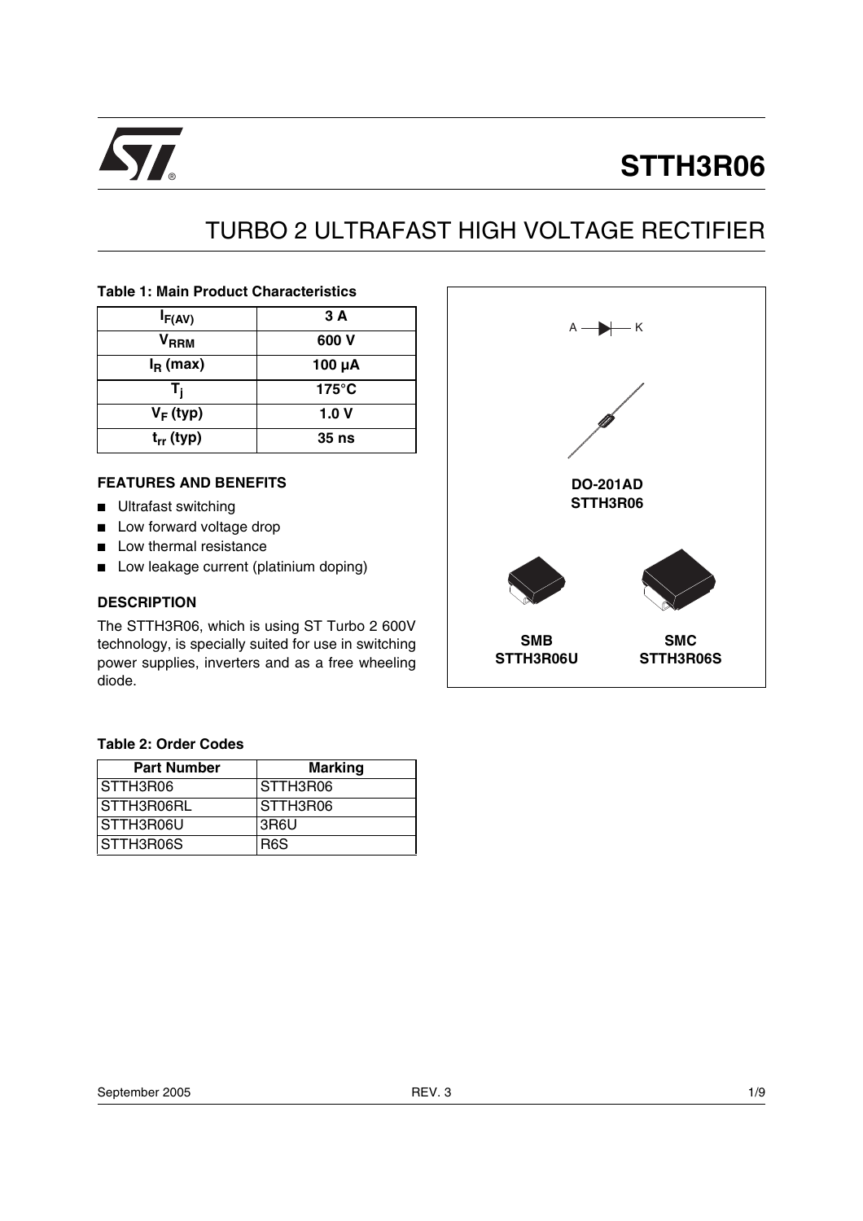# STTH3R06

## TURBO 2 ULTRAFAST HIGH VOLTAGE RECTIFIER

**Table 1: Main Product Characteristics**

| | |
|---|---|
| $I_{F(AV)}$ | 3 A |
| $V_{RRM}$ | 600 V |
| $I_R$ (max) | 100 µA |
| $T_j$ | 175°C |
| $V_F$ (typ) | 1.0 V |
| $t_{rr}$ (typ) | 35 ns |

A — K

DO-201AD
STTH3R06

SMB
STTH3R06U

SMC
STTH3R06S

### FEATURES AND BENEFITS

- Ultrafast switching
- Low forward voltage drop
- Low thermal resistance
- Low leakage current (platinium doping)

### DESCRIPTION

The STTH3R06, which is using ST Turbo 2 600V technology, is specially suited for use in switching power supplies, inverters and as a free wheeling diode.

**Table 2: Order Codes**

| Part Number | Marking |
|---|---|
| STTH3R06 | STTH3R06 |
| STTH3R06RL | STTH3R06 |
| STTH3R06U | 3R6U |
| STTH3R06S | R6S |

September 2005 REV. 3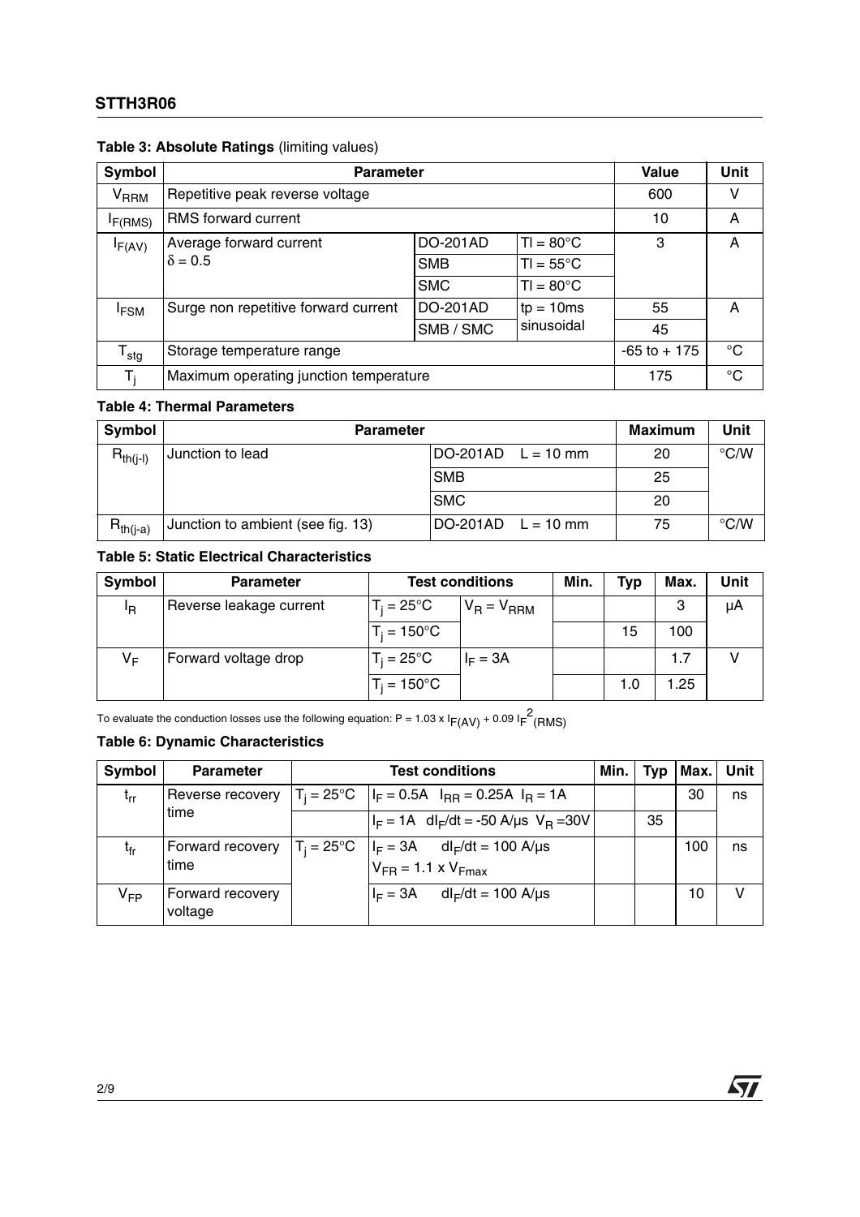**Table 3: Absolute Ratings** (limiting values)

| Symbol | Parameter | | | Value | Unit |
|---|---|---|---|---|---|
| $V_{RRM}$ | Repetitive peak reverse voltage | | | 600 | V |
| $I_{F(RMS)}$ | RMS forward current | | | 10 | A |
| $I_{F(AV)}$ | Average forward current $\delta = 0.5$ | DO-201AD | $Tl = 80°C$ | 3 | A |
| | | SMB | $Tl = 55°C$ | | |
| | | SMC | $Tl = 80°C$ | | |
| $I_{FSM}$ | Surge non repetitive forward current | DO-201AD | $tp = 10ms$ sinusoidal | 55 | A |
| | | SMB / SMC | | 45 | |
| $T_{stg}$ | Storage temperature range | | | -65 to + 175 | °C |
| $T_j$ | Maximum operating junction temperature | | | 175 | °C |

**Table 4: Thermal Parameters**

| Symbol | Parameter | | Maximum | Unit |
|---|---|---|---|---|
| $R_{th(j-l)}$ | Junction to lead | DO-201AD $L = 10$ mm | 20 | °C/W |
| | | SMB | 25 | |
| | | SMC | 20 | |
| $R_{th(j-a)}$ | Junction to ambient (see fig. 13) | DO-201AD $L = 10$ mm | 75 | °C/W |

**Table 5: Static Electrical Characteristics**

| Symbol | Parameter | Test conditions | | Min. | Typ | Max. | Unit |
|---|---|---|---|---|---|---|---|
| $I_R$ | Reverse leakage current | $T_j = 25°C$ | $V_R = V_{RRM}$ | | | 3 | µA |
| | | $T_j = 150°C$ | | | 15 | 100 | |
| $V_F$ | Forward voltage drop | $T_j = 25°C$ | $I_F = 3A$ | | | 1.7 | V |
| | | $T_j = 150°C$ | | | 1.0 | 1.25 | |

To evaluate the conduction losses use the following equation: $P = 1.03 \times I_{F(AV)} + 0.09\ I_{F}^{2}{}_{(RMS)}$

**Table 6: Dynamic Characteristics**

| Symbol | Parameter | Test conditions | | Min. | Typ | Max. | Unit |
|---|---|---|---|---|---|---|---|
| $t_{rr}$ | Reverse recovery time | $T_j = 25°C$ | $I_F = 0.5A$ $I_{RR} = 0.25A$ $I_R = 1A$ | | | 30 | ns |
| | | | $I_F = 1A$ $dI_F/dt = -50$ A/µs $V_R = 30V$ | | 35 | | |
| $t_{fr}$ | Forward recovery time | $T_j = 25°C$ | $I_F = 3A$ $dI_F/dt = 100$ A/µs $V_{FR} = 1.1 \times V_{Fmax}$ | | | 100 | ns |
| $V_{FP}$ | Forward recovery voltage | | $I_F = 3A$ $dI_F/dt = 100$ A/µs | | | 10 | V |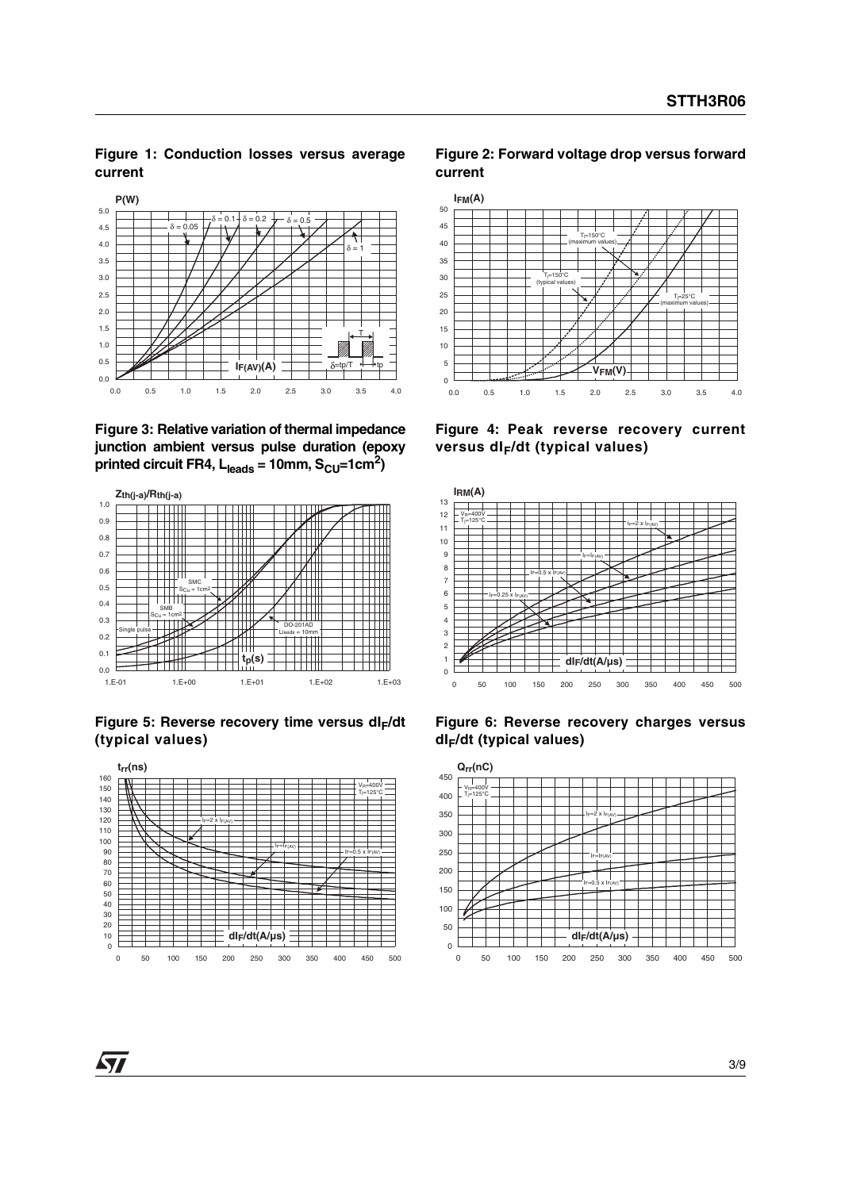**Figure 1: Conduction losses versus average current**

**Figure 2: Forward voltage drop versus forward current**

**Figure 3: Relative variation of thermal impedance junction ambient versus pulse duration (epoxy printed circuit FR4, $L_{leads}$ = 10mm, $S_{CU}$=1cm$^2$)**

**Figure 4: Peak reverse recovery current versus $dI_F/dt$ (typical values)**

**Figure 5: Reverse recovery time versus $dI_F/dt$ (typical values)**

**Figure 6: Reverse recovery charges versus $dI_F/dt$ (typical values)**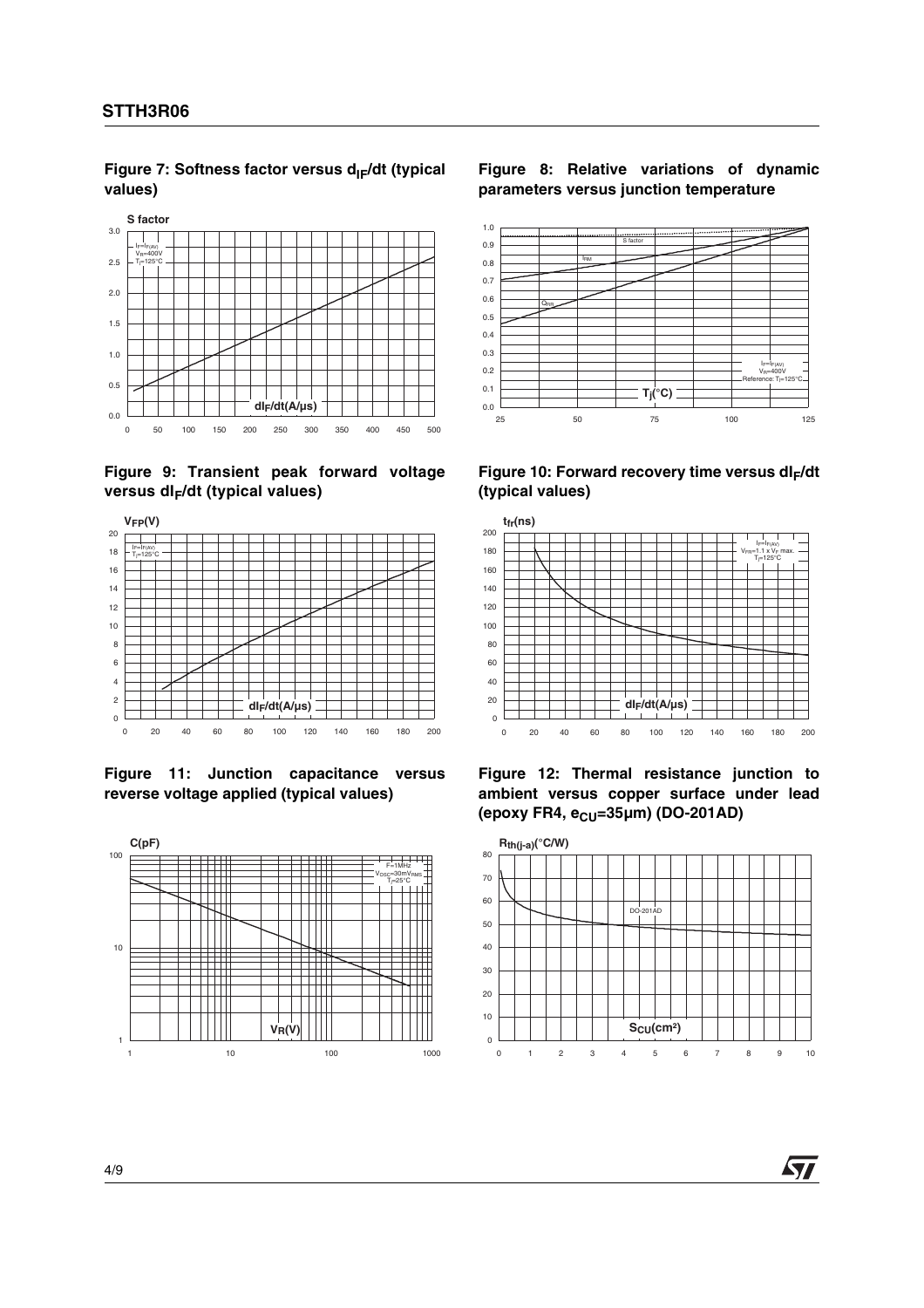**Figure 7: Softness factor versus $d_{IF}/dt$ (typical values)**

**Figure 8: Relative variations of dynamic parameters versus junction temperature**

**Figure 9: Transient peak forward voltage versus $dI_F/dt$ (typical values)**

**Figure 10: Forward recovery time versus $dI_F/dt$ (typical values)**

**Figure 11: Junction capacitance versus reverse voltage applied (typical values)**

**Figure 12: Thermal resistance junction to ambient versus copper surface under lead (epoxy FR4, $e_{CU}$=35µm) (DO-201AD)**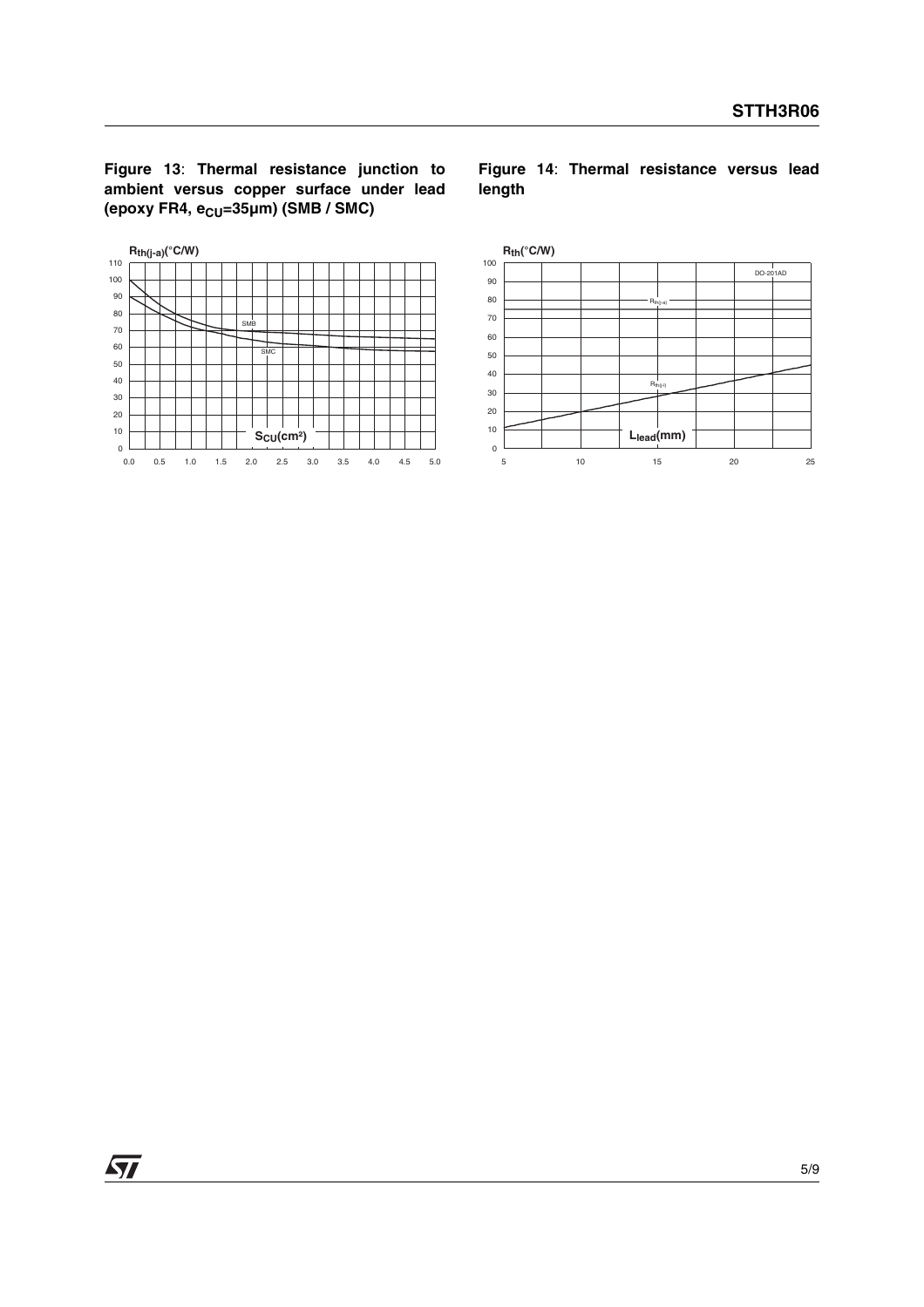**Figure 13**: **Thermal resistance junction to ambient versus copper surface under lead (epoxy FR4, $e_{CU}$=35µm) (SMB / SMC)**

**Figure 14**: **Thermal resistance versus lead length**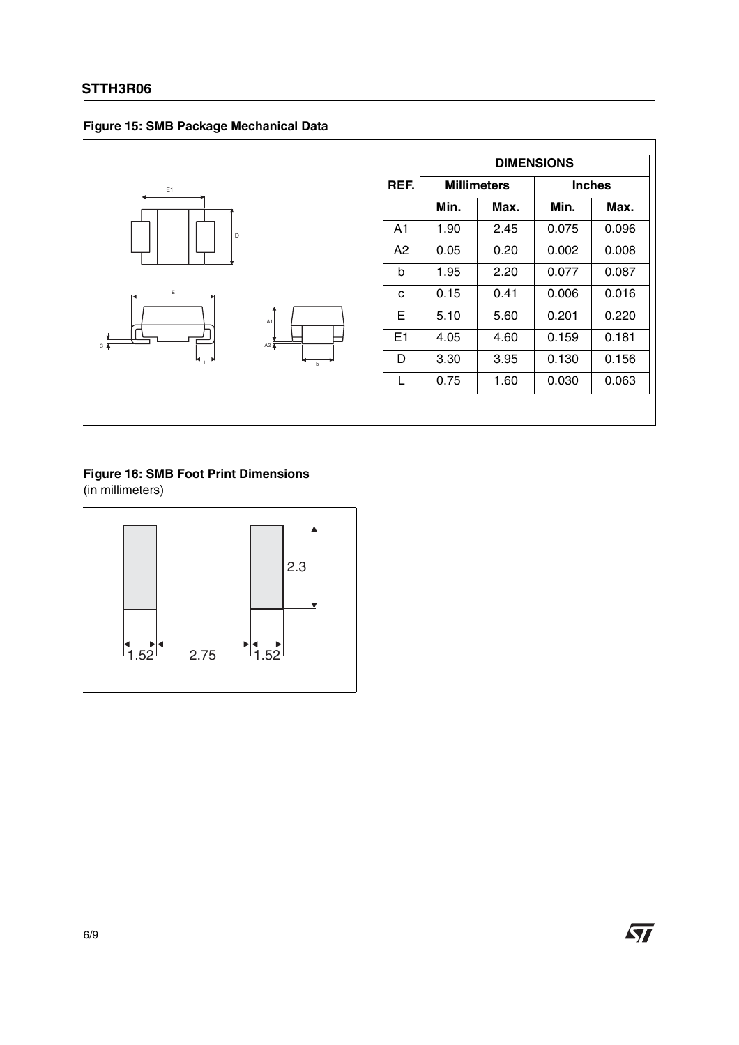**Figure 15: SMB Package Mechanical Data**

| REF. | DIMENSIONS | | | |
|---|---|---|---|---|
| | Millimeters | | Inches | |
| | Min. | Max. | Min. | Max. |
| A1 | 1.90 | 2.45 | 0.075 | 0.096 |
| A2 | 0.05 | 0.20 | 0.002 | 0.008 |
| b | 1.95 | 2.20 | 0.077 | 0.087 |
| c | 0.15 | 0.41 | 0.006 | 0.016 |
| E | 5.10 | 5.60 | 0.201 | 0.220 |
| E1 | 4.05 | 4.60 | 0.159 | 0.181 |
| D | 3.30 | 3.95 | 0.130 | 0.156 |
| L | 0.75 | 1.60 | 0.030 | 0.063 |

**Figure 16: SMB Foot Print Dimensions**
(in millimeters)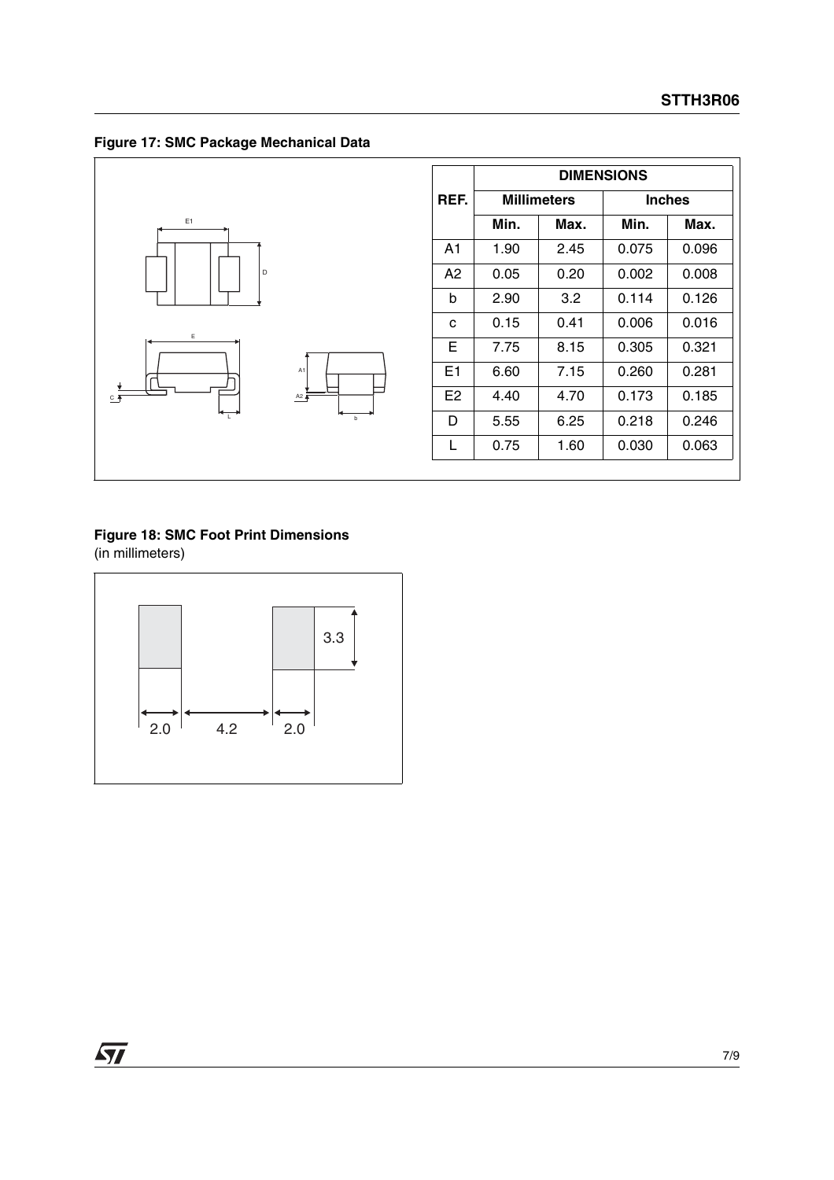**Figure 17: SMC Package Mechanical Data**

| REF. | DIMENSIONS | | | |
|---|---|---|---|---|
| | Millimeters | | Inches | |
| | Min. | Max. | Min. | Max. |
| A1 | 1.90 | 2.45 | 0.075 | 0.096 |
| A2 | 0.05 | 0.20 | 0.002 | 0.008 |
| b | 2.90 | 3.2 | 0.114 | 0.126 |
| c | 0.15 | 0.41 | 0.006 | 0.016 |
| E | 7.75 | 8.15 | 0.305 | 0.321 |
| E1 | 6.60 | 7.15 | 0.260 | 0.281 |
| E2 | 4.40 | 4.70 | 0.173 | 0.185 |
| D | 5.55 | 6.25 | 0.218 | 0.246 |
| L | 0.75 | 1.60 | 0.030 | 0.063 |

**Figure 18: SMC Foot Print Dimensions**
(in millimeters)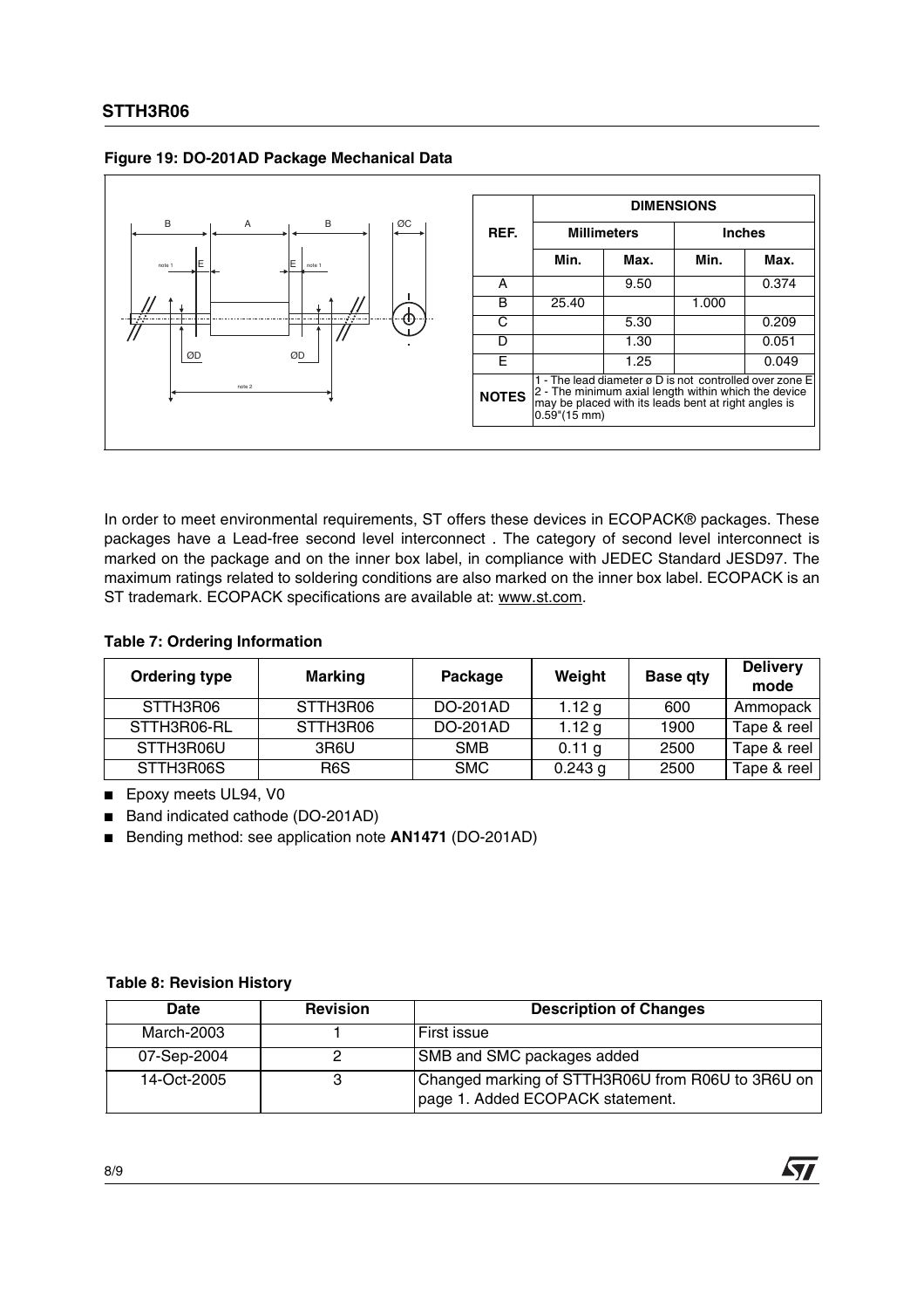**Figure 19: DO-201AD Package Mechanical Data**

| REF. | DIMENSIONS | | | |
|---|---|---|---|---|
| | Millimeters | | Inches | |
| | Min. | Max. | Min. | Max. |
| A | | 9.50 | | 0.374 |
| B | 25.40 | | 1.000 | |
| C | | 5.30 | | 0.209 |
| D | | 1.30 | | 0.051 |
| E | | 1.25 | | 0.049 |
| NOTES | 1 - The lead diameter ø D is not controlled over zone E 2 - The minimum axial length within which the device may be placed with its leads bent at right angles is 0.59"(15 mm) | | | |

In order to meet environmental requirements, ST offers these devices in ECOPACK® packages. These packages have a Lead-free second level interconnect . The category of second level interconnect is marked on the package and on the inner box label, in compliance with JEDEC Standard JESD97. The maximum ratings related to soldering conditions are also marked on the inner box label. ECOPACK is an ST trademark. ECOPACK specifications are available at: www.st.com.

**Table 7: Ordering Information**

| Ordering type | Marking | Package | Weight | Base qty | Delivery mode |
|---|---|---|---|---|---|
| STTH3R06 | STTH3R06 | DO-201AD | 1.12 g | 600 | Ammopack |
| STTH3R06-RL | STTH3R06 | DO-201AD | 1.12 g | 1900 | Tape & reel |
| STTH3R06U | 3R6U | SMB | 0.11 g | 2500 | Tape & reel |
| STTH3R06S | R6S | SMC | 0.243 g | 2500 | Tape & reel |

- Epoxy meets UL94, V0
- Band indicated cathode (DO-201AD)
- Bending method: see application note **AN1471** (DO-201AD)

**Table 8: Revision History**

| Date | Revision | Description of Changes |
|---|---|---|
| March-2003 | 1 | First issue |
| 07-Sep-2004 | 2 | SMB and SMC packages added |
| 14-Oct-2005 | 3 | Changed marking of STTH3R06U from R06U to 3R6U on page 1. Added ECOPACK statement. |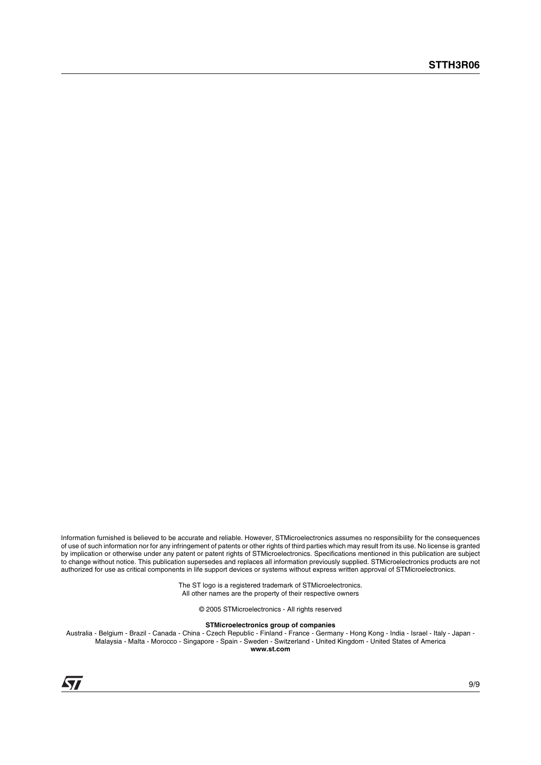Information furnished is believed to be accurate and reliable. However, STMicroelectronics assumes no responsibility for the consequences of use of such information nor for any infringement of patents or other rights of third parties which may result from its use. No license is granted by implication or otherwise under any patent or patent rights of STMicroelectronics. Specifications mentioned in this publication are subject to change without notice. This publication supersedes and replaces all information previously supplied. STMicroelectronics products are not authorized for use as critical components in life support devices or systems without express written approval of STMicroelectronics.

The ST logo is a registered trademark of STMicroelectronics.
All other names are the property of their respective owners

© 2005 STMicroelectronics - All rights reserved

**STMicroelectronics group of companies**

Australia - Belgium - Brazil - Canada - China - Czech Republic - Finland - France - Germany - Hong Kong - India - Israel - Italy - Japan - Malaysia - Malta - Morocco - Singapore - Spain - Sweden - Switzerland - United Kingdom - United States of America

**www.st.com**